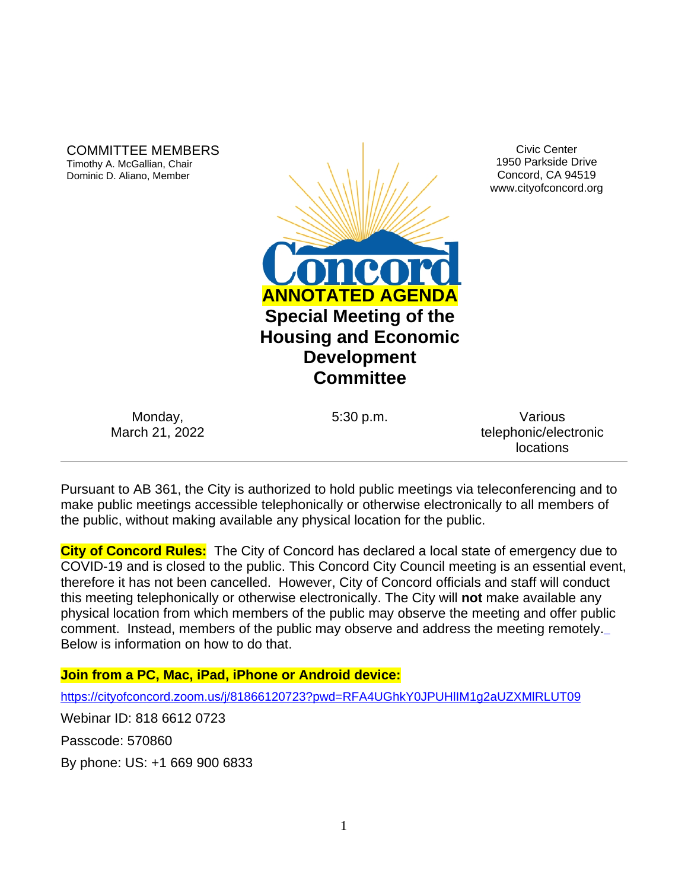COMMITTEE MEMBERS
Timothy A. McGallian, Chair
Dominic D. Aliano, Member

Civic Center
1950 Parkside Drive
Concord, CA 94519
www.cityofconcord.org

Concord

# ANNOTATED AGENDA

# Special Meeting of the Housing and Economic Development Committee

Monday, March 21, 2022 | 5:30 p.m. | Various telephonic/electronic locations

---

Pursuant to AB 361, the City is authorized to hold public meetings via teleconferencing and to make public meetings accessible telephonically or otherwise electronically to all members of the public, without making available any physical location for the public.

**City of Concord Rules:** The City of Concord has declared a local state of emergency due to COVID-19 and is closed to the public. This Concord City Council meeting is an essential event, therefore it has not been cancelled. However, City of Concord officials and staff will conduct this meeting telephonically or otherwise electronically. The City will **not** make available any physical location from which members of the public may observe the meeting and offer public comment. Instead, members of the public may observe and address the meeting remotely. Below is information on how to do that.

**Join from a PC, Mac, iPad, iPhone or Android device:**

https://cityofconcord.zoom.us/j/81866120723?pwd=RFA4UGhkY0JPUHlIM1g2aUZXMlRLUT09

Webinar ID: 818 6612 0723

Passcode: 570860

By phone: US: +1 669 900 6833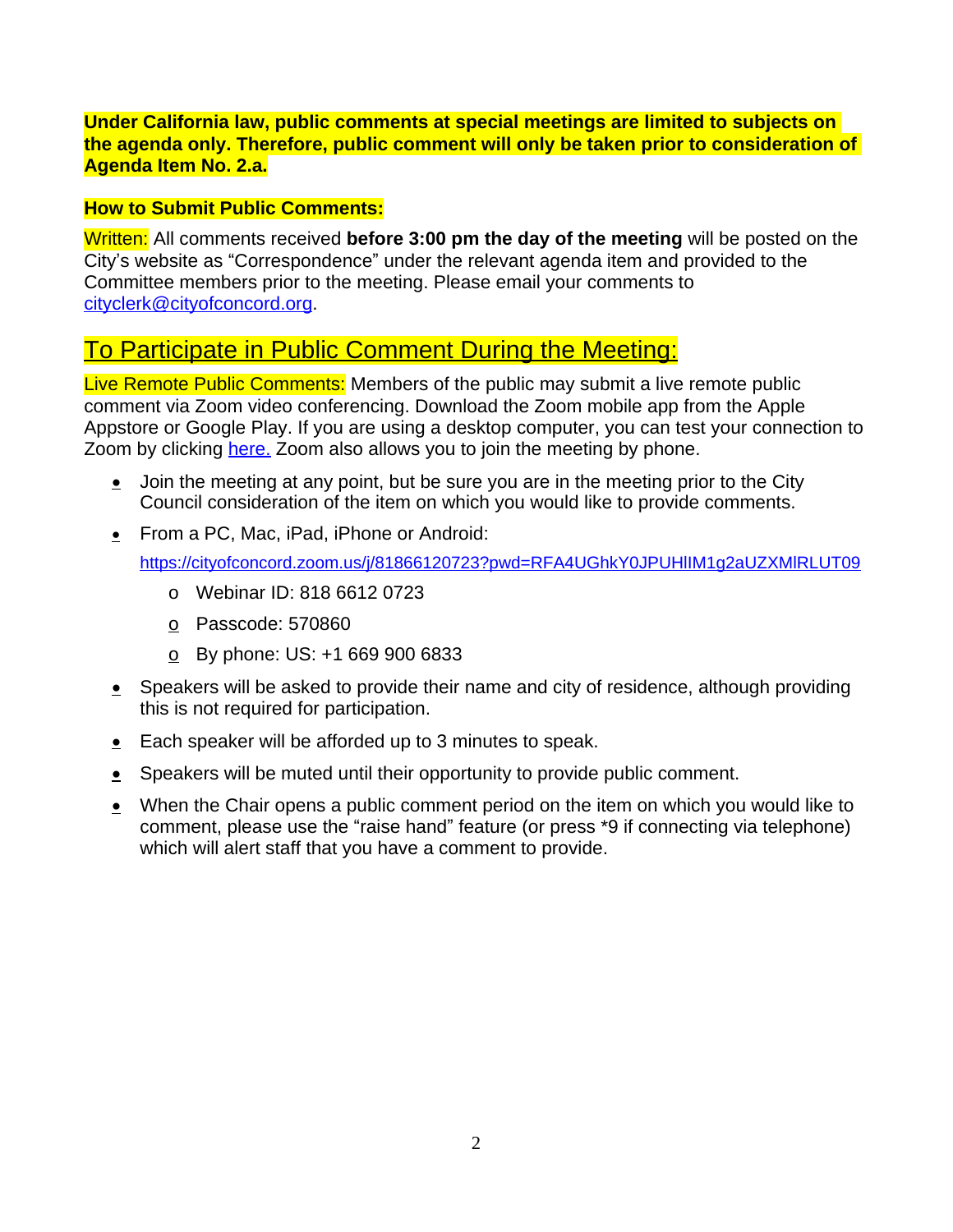**Under California law, public comments at special meetings are limited to subjects on the agenda only. Therefore, public comment will only be taken prior to consideration of Agenda Item No. 2.a.**

**How to Submit Public Comments:**

Written: All comments received **before 3:00 pm the day of the meeting** will be posted on the City's website as "Correspondence" under the relevant agenda item and provided to the Committee members prior to the meeting. Please email your comments to cityclerk@cityofconcord.org.

## To Participate in Public Comment During the Meeting:

Live Remote Public Comments: Members of the public may submit a live remote public comment via Zoom video conferencing. Download the Zoom mobile app from the Apple Appstore or Google Play. If you are using a desktop computer, you can test your connection to Zoom by clicking here. Zoom also allows you to join the meeting by phone.

- Join the meeting at any point, but be sure you are in the meeting prior to the City Council consideration of the item on which you would like to provide comments.
- From a PC, Mac, iPad, iPhone or Android:

  https://cityofconcord.zoom.us/j/81866120723?pwd=RFA4UGhkY0JPUHlIM1g2aUZXMlRLUT09

  - Webinar ID: 818 6612 0723
  - Passcode: 570860
  - By phone: US: +1 669 900 6833
- Speakers will be asked to provide their name and city of residence, although providing this is not required for participation.
- Each speaker will be afforded up to 3 minutes to speak.
- Speakers will be muted until their opportunity to provide public comment.
- When the Chair opens a public comment period on the item on which you would like to comment, please use the "raise hand" feature (or press *9 if connecting via telephone) which will alert staff that you have a comment to provide.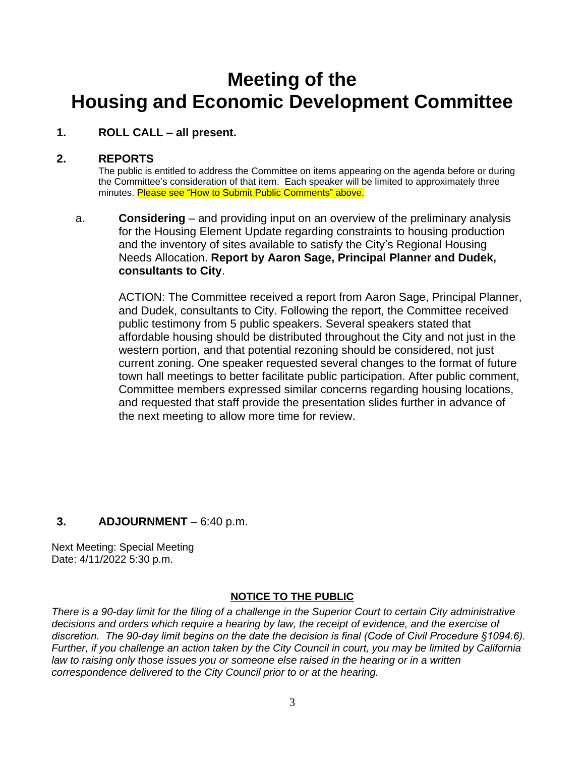# Meeting of the Housing and Economic Development Committee

**1. ROLL CALL – all present.**

**2. REPORTS**

The public is entitled to address the Committee on items appearing on the agenda before or during the Committee's consideration of that item. Each speaker will be limited to approximately three minutes. Please see "How to Submit Public Comments" above.

a. **Considering** – and providing input on an overview of the preliminary analysis for the Housing Element Update regarding constraints to housing production and the inventory of sites available to satisfy the City's Regional Housing Needs Allocation. **Report by Aaron Sage, Principal Planner and Dudek, consultants to City**.

ACTION: The Committee received a report from Aaron Sage, Principal Planner, and Dudek, consultants to City. Following the report, the Committee received public testimony from 5 public speakers. Several speakers stated that affordable housing should be distributed throughout the City and not just in the western portion, and that potential rezoning should be considered, not just current zoning. One speaker requested several changes to the format of future town hall meetings to better facilitate public participation. After public comment, Committee members expressed similar concerns regarding housing locations, and requested that staff provide the presentation slides further in advance of the next meeting to allow more time for review.

**3. ADJOURNMENT** – 6:40 p.m.

Next Meeting: Special Meeting
Date: 4/11/2022 5:30 p.m.

**NOTICE TO THE PUBLIC**

*There is a 90-day limit for the filing of a challenge in the Superior Court to certain City administrative decisions and orders which require a hearing by law, the receipt of evidence, and the exercise of discretion. The 90-day limit begins on the date the decision is final (Code of Civil Procedure §1094.6). Further, if you challenge an action taken by the City Council in court, you may be limited by California law to raising only those issues you or someone else raised in the hearing or in a written correspondence delivered to the City Council prior to or at the hearing.*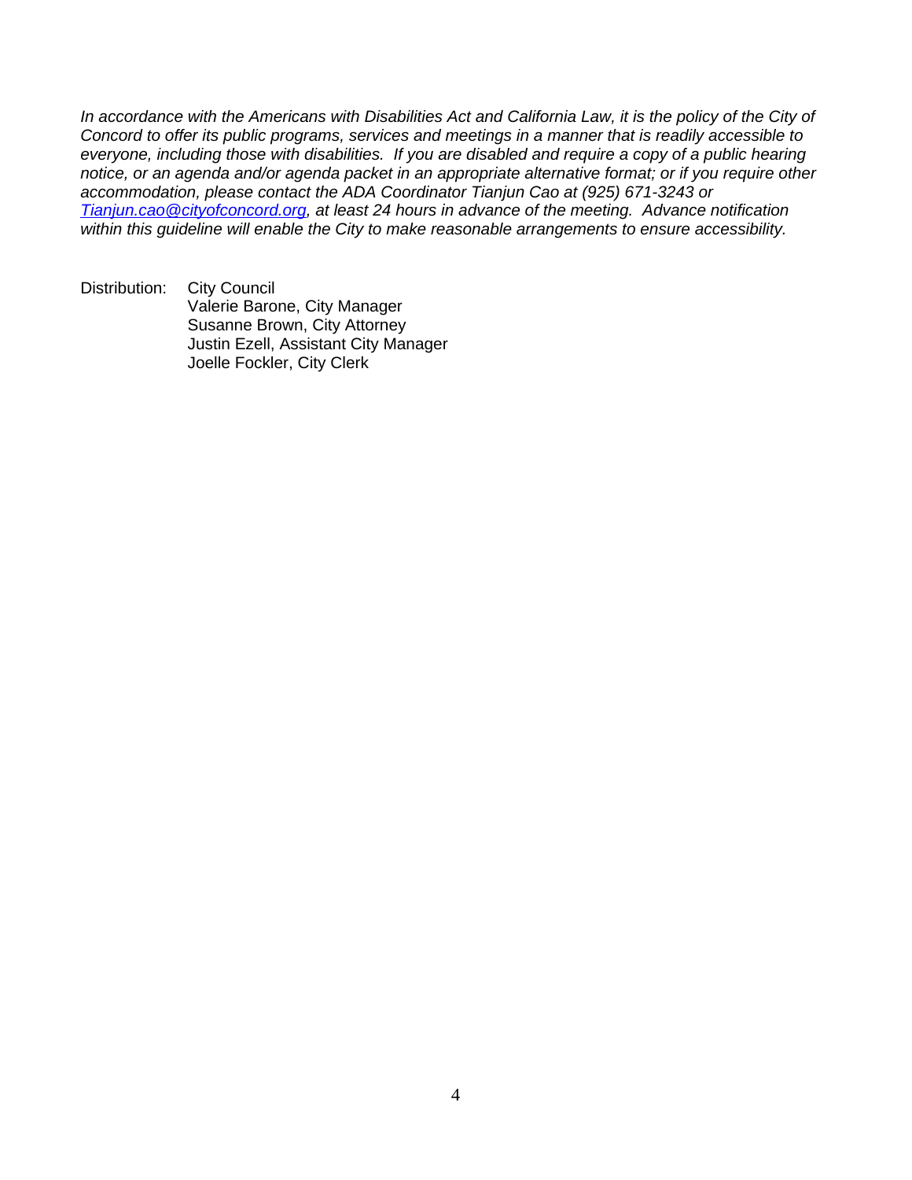*In accordance with the Americans with Disabilities Act and California Law, it is the policy of the City of Concord to offer its public programs, services and meetings in a manner that is readily accessible to everyone, including those with disabilities. If you are disabled and require a copy of a public hearing notice, or an agenda and/or agenda packet in an appropriate alternative format; or if you require other accommodation, please contact the ADA Coordinator Tianjun Cao at (925) 671-3243 or [Tianjun.cao@cityofconcord.org](mailto:Tianjun.cao@cityofconcord.org), at least 24 hours in advance of the meeting. Advance notification within this guideline will enable the City to make reasonable arrangements to ensure accessibility.*

Distribution: City Council
Valerie Barone, City Manager
Susanne Brown, City Attorney
Justin Ezell, Assistant City Manager
Joelle Fockler, City Clerk